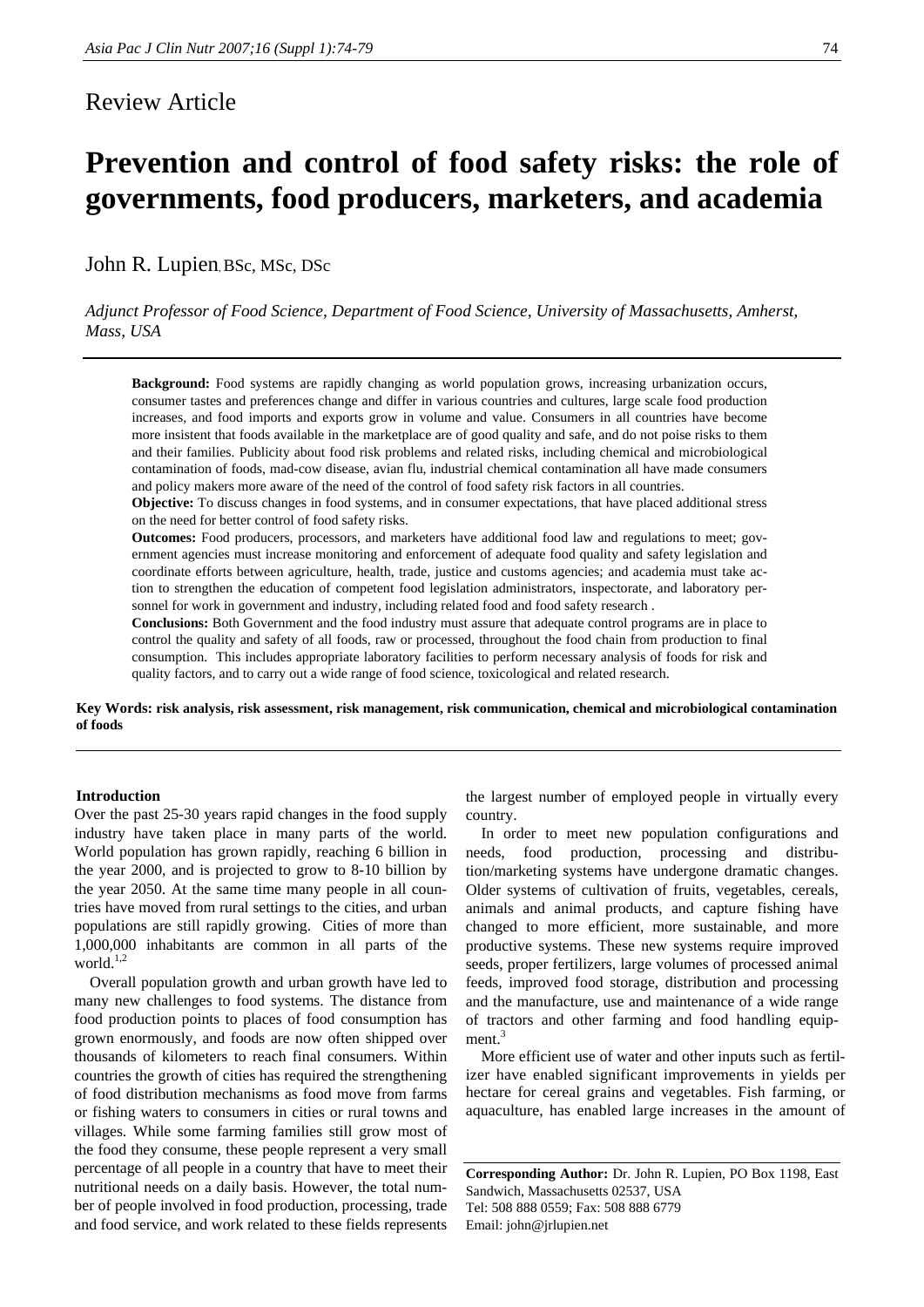## Review Article

# Prevention and control of food safety risks: the role of governments, food producers, marketers, and academia

John R. Lupien, BSc, MSc, DSc

*Adjunct Professor of Food Science, Department of Food Science, University of Massachusetts, Amherst, Mass, USA*

**Background:** Food systems are rapidly changing as world population grows, increasing urbanization occurs, consumer tastes and preferences change and differ in various countries and cultures, large scale food production increases, and food imports and exports grow in volume and value. Consumers in all countries have become more insistent that foods available in the marketplace are of good quality and safe, and do not poise risks to them and their families. Publicity about food risk problems and related risks, including chemical and microbiological contamination of foods, mad-cow disease, avian flu, industrial chemical contamination all have made consumers and policy makers more aware of the need of the control of food safety risk factors in all countries.

**Objective:** To discuss changes in food systems, and in consumer expectations, that have placed additional stress on the need for better control of food safety risks.

**Outcomes:** Food producers, processors, and marketers have additional food law and regulations to meet; government agencies must increase monitoring and enforcement of adequate food quality and safety legislation and coordinate efforts between agriculture, health, trade, justice and customs agencies; and academia must take action to strengthen the education of competent food legislation administrators, inspectorate, and laboratory personnel for work in government and industry, including related food and food safety research .

**Conclusions:** Both Government and the food industry must assure that adequate control programs are in place to control the quality and safety of all foods, raw or processed, throughout the food chain from production to final consumption. This includes appropriate laboratory facilities to perform necessary analysis of foods for risk and quality factors, and to carry out a wide range of food science, toxicological and related research.

**Key Words: risk analysis, risk assessment, risk management, risk communication, chemical and microbiological contamination of foods**

### Introduction

Over the past 25-30 years rapid changes in the food supply industry have taken place in many parts of the world. World population has grown rapidly, reaching 6 billion in the year 2000, and is projected to grow to 8-10 billion by the year 2050. At the same time many people in all countries have moved from rural settings to the cities, and urban populations are still rapidly growing. Cities of more than 1,000,000 inhabitants are common in all parts of the world.[1,2]

Overall population growth and urban growth have led to many new challenges to food systems. The distance from food production points to places of food consumption has grown enormously, and foods are now often shipped over thousands of kilometers to reach final consumers. Within countries the growth of cities has required the strengthening of food distribution mechanisms as food move from farms or fishing waters to consumers in cities or rural towns and villages. While some farming families still grow most of the food they consume, these people represent a very small percentage of all people in a country that have to meet their nutritional needs on a daily basis. However, the total number of people involved in food production, processing, trade and food service, and work related to these fields represents the largest number of employed people in virtually every country.

In order to meet new population configurations and needs, food production, processing and distribution/marketing systems have undergone dramatic changes. Older systems of cultivation of fruits, vegetables, cereals, animals and animal products, and capture fishing have changed to more efficient, more sustainable, and more productive systems. These new systems require improved seeds, proper fertilizers, large volumes of processed animal feeds, improved food storage, distribution and processing and the manufacture, use and maintenance of a wide range of tractors and other farming and food handling equipment.[3]

More efficient use of water and other inputs such as fertilizer have enabled significant improvements in yields per hectare for cereal grains and vegetables. Fish farming, or aquaculture, has enabled large increases in the amount of

**Corresponding Author:** Dr. John R. Lupien, PO Box 1198, East Sandwich, Massachusetts 02537, USA
Tel: 508 888 0559; Fax: 508 888 6779
Email: john@jrlupien.net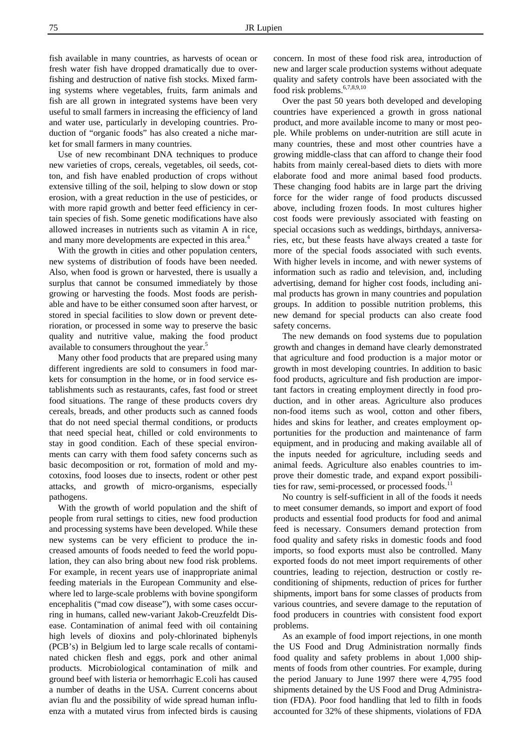fish available in many countries, as harvests of ocean or fresh water fish have dropped dramatically due to overfishing and destruction of native fish stocks. Mixed farming systems where vegetables, fruits, farm animals and fish are all grown in integrated systems have been very useful to small farmers in increasing the efficiency of land and water use, particularly in developing countries. Production of "organic foods" has also created a niche market for small farmers in many countries.

Use of new recombinant DNA techniques to produce new varieties of crops, cereals, vegetables, oil seeds, cotton, and fish have enabled production of crops without extensive tilling of the soil, helping to slow down or stop erosion, with a great reduction in the use of pesticides, or with more rapid growth and better feed efficiency in certain species of fish. Some genetic modifications have also allowed increases in nutrients such as vitamin A in rice, and many more developments are expected in this area.[4]

With the growth in cities and other population centers, new systems of distribution of foods have been needed. Also, when food is grown or harvested, there is usually a surplus that cannot be consumed immediately by those growing or harvesting the foods. Most foods are perishable and have to be either consumed soon after harvest, or stored in special facilities to slow down or prevent deterioration, or processed in some way to preserve the basic quality and nutritive value, making the food product available to consumers throughout the year.[5]

Many other food products that are prepared using many different ingredients are sold to consumers in food markets for consumption in the home, or in food service establishments such as restaurants, cafes, fast food or street food situations. The range of these products covers dry cereals, breads, and other products such as canned foods that do not need special thermal conditions, or products that need special heat, chilled or cold environments to stay in good condition. Each of these special environments can carry with them food safety concerns such as basic decomposition or rot, formation of mold and mycotoxins, food looses due to insects, rodent or other pest attacks, and growth of micro-organisms, especially pathogens.

With the growth of world population and the shift of people from rural settings to cities, new food production and processing systems have been developed. While these new systems can be very efficient to produce the increased amounts of foods needed to feed the world population, they can also bring about new food risk problems. For example, in recent years use of inappropriate animal feeding materials in the European Community and elsewhere led to large-scale problems with bovine spongiform encephalitis ("mad cow disease"), with some cases occurring in humans, called new-variant Jakob-Creuzfeldt Disease. Contamination of animal feed with oil containing high levels of dioxins and poly-chlorinated biphenyls (PCB's) in Belgium led to large scale recalls of contaminated chicken flesh and eggs, pork and other animal products. Microbiological contamination of milk and ground beef with listeria or hemorrhagic E.coli has caused a number of deaths in the USA. Current concerns about avian flu and the possibility of wide spread human influenza with a mutated virus from infected birds is causing concern. In most of these food risk area, introduction of new and larger scale production systems without adequate quality and safety controls have been associated with the food risk problems.[6,7,8,9,10]

Over the past 50 years both developed and developing countries have experienced a growth in gross national product, and more available income to many or most people. While problems on under-nutrition are still acute in many countries, these and most other countries have a growing middle-class that can afford to change their food habits from mainly cereal-based diets to diets with more elaborate food and more animal based food products. These changing food habits are in large part the driving force for the wider range of food products discussed above, including frozen foods. In most cultures higher cost foods were previously associated with feasting on special occasions such as weddings, birthdays, anniversaries, etc, but these feasts have always created a taste for more of the special foods associated with such events. With higher levels in income, and with newer systems of information such as radio and television, and, including advertising, demand for higher cost foods, including animal products has grown in many countries and population groups. In addition to possible nutrition problems, this new demand for special products can also create food safety concerns.

The new demands on food systems due to population growth and changes in demand have clearly demonstrated that agriculture and food production is a major motor or growth in most developing countries. In addition to basic food products, agriculture and fish production are important factors in creating employment directly in food production, and in other areas. Agriculture also produces non-food items such as wool, cotton and other fibers, hides and skins for leather, and creates employment opportunities for the production and maintenance of farm equipment, and in producing and making available all of the inputs needed for agriculture, including seeds and animal feeds. Agriculture also enables countries to improve their domestic trade, and expand export possibilities for raw, semi-processed, or processed foods.[11]

No country is self-sufficient in all of the foods it needs to meet consumer demands, so import and export of food products and essential food products for food and animal feed is necessary. Consumers demand protection from food quality and safety risks in domestic foods and food imports, so food exports must also be controlled. Many exported foods do not meet import requirements of other countries, leading to rejection, destruction or costly reconditioning of shipments, reduction of prices for further shipments, import bans for some classes of products from various countries, and severe damage to the reputation of food producers in countries with consistent food export problems.

As an example of food import rejections, in one month the US Food and Drug Administration normally finds food quality and safety problems in about 1,000 shipments of foods from other countries. For example, during the period January to June 1997 there were 4,795 food shipments detained by the US Food and Drug Administration (FDA). Poor food handling that led to filth in foods accounted for 32% of these shipments, violations of FDA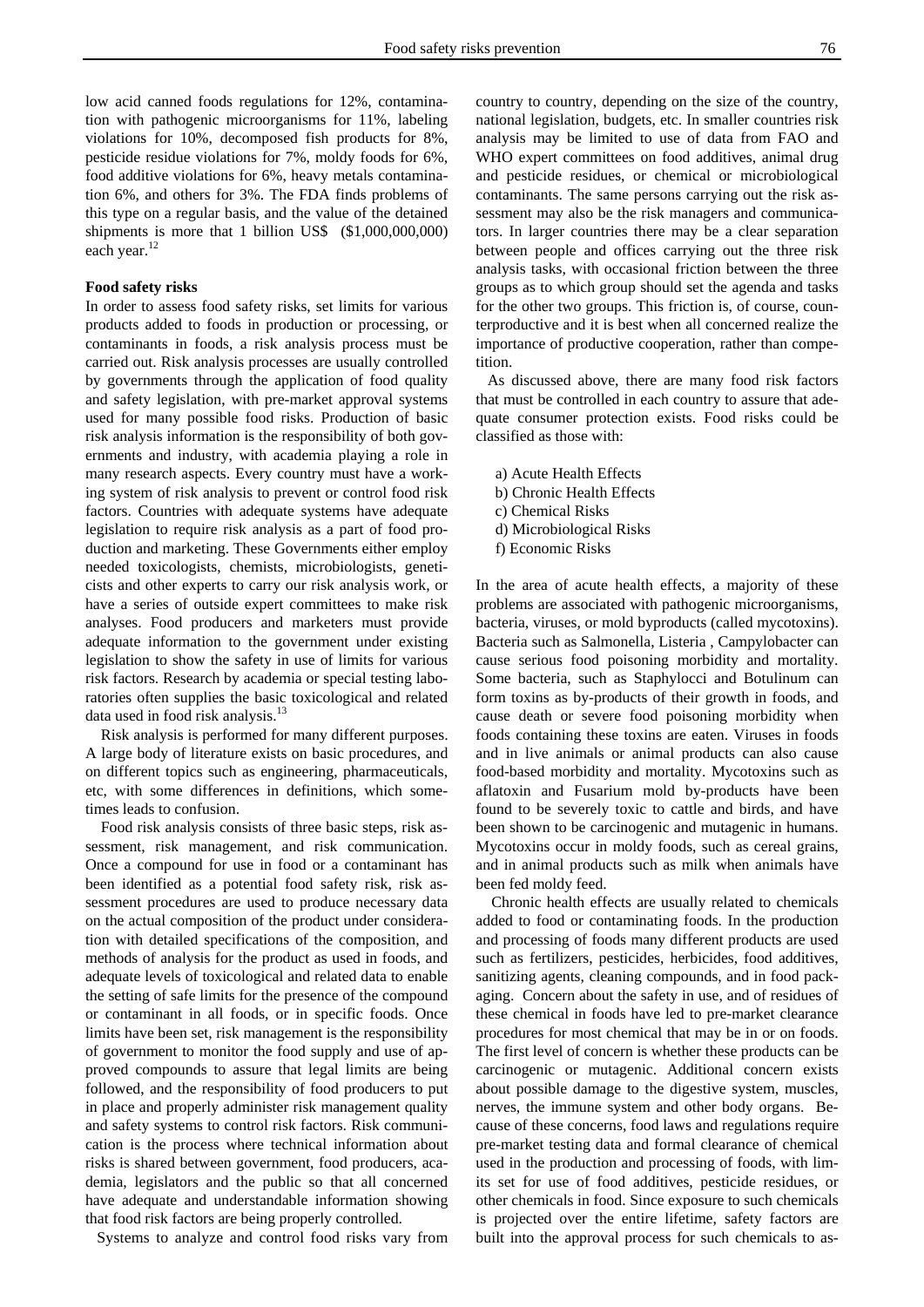low acid canned foods regulations for 12%, contamination with pathogenic microorganisms for 11%, labeling violations for 10%, decomposed fish products for 8%, pesticide residue violations for 7%, moldy foods for 6%, food additive violations for 6%, heavy metals contamination 6%, and others for 3%. The FDA finds problems of this type on a regular basis, and the value of the detained shipments is more that 1 billion US$ ($1,000,000,000) each year.[12]

**Food safety risks**

In order to assess food safety risks, set limits for various products added to foods in production or processing, or contaminants in foods, a risk analysis process must be carried out. Risk analysis processes are usually controlled by governments through the application of food quality and safety legislation, with pre-market approval systems used for many possible food risks. Production of basic risk analysis information is the responsibility of both governments and industry, with academia playing a role in many research aspects. Every country must have a working system of risk analysis to prevent or control food risk factors. Countries with adequate systems have adequate legislation to require risk analysis as a part of food production and marketing. These Governments either employ needed toxicologists, chemists, microbiologists, geneticists and other experts to carry our risk analysis work, or have a series of outside expert committees to make risk analyses. Food producers and marketers must provide adequate information to the government under existing legislation to show the safety in use of limits for various risk factors. Research by academia or special testing laboratories often supplies the basic toxicological and related data used in food risk analysis.[13]

Risk analysis is performed for many different purposes. A large body of literature exists on basic procedures, and on different topics such as engineering, pharmaceuticals, etc, with some differences in definitions, which sometimes leads to confusion.

Food risk analysis consists of three basic steps, risk assessment, risk management, and risk communication. Once a compound for use in food or a contaminant has been identified as a potential food safety risk, risk assessment procedures are used to produce necessary data on the actual composition of the product under consideration with detailed specifications of the composition, and methods of analysis for the product as used in foods, and adequate levels of toxicological and related data to enable the setting of safe limits for the presence of the compound or contaminant in all foods, or in specific foods. Once limits have been set, risk management is the responsibility of government to monitor the food supply and use of approved compounds to assure that legal limits are being followed, and the responsibility of food producers to put in place and properly administer risk management quality and safety systems to control risk factors. Risk communication is the process where technical information about risks is shared between government, food producers, academia, legislators and the public so that all concerned have adequate and understandable information showing that food risk factors are being properly controlled.

Systems to analyze and control food risks vary from country to country, depending on the size of the country, national legislation, budgets, etc. In smaller countries risk analysis may be limited to use of data from FAO and WHO expert committees on food additives, animal drug and pesticide residues, or chemical or microbiological contaminants. The same persons carrying out the risk assessment may also be the risk managers and communicators. In larger countries there may be a clear separation between people and offices carrying out the three risk analysis tasks, with occasional friction between the three groups as to which group should set the agenda and tasks for the other two groups. This friction is, of course, counterproductive and it is best when all concerned realize the importance of productive cooperation, rather than competition.

As discussed above, there are many food risk factors that must be controlled in each country to assure that adequate consumer protection exists. Food risks could be classified as those with:

a) Acute Health Effects
b) Chronic Health Effects
c) Chemical Risks
d) Microbiological Risks
f) Economic Risks

In the area of acute health effects, a majority of these problems are associated with pathogenic microorganisms, bacteria, viruses, or mold byproducts (called mycotoxins). Bacteria such as Salmonella, Listeria , Campylobacter can cause serious food poisoning morbidity and mortality. Some bacteria, such as Staphylocci and Botulinum can form toxins as by-products of their growth in foods, and cause death or severe food poisoning morbidity when foods containing these toxins are eaten. Viruses in foods and in live animals or animal products can also cause food-based morbidity and mortality. Mycotoxins such as aflatoxin and Fusarium mold by-products have been found to be severely toxic to cattle and birds, and have been shown to be carcinogenic and mutagenic in humans. Mycotoxins occur in moldy foods, such as cereal grains, and in animal products such as milk when animals have been fed moldy feed.

Chronic health effects are usually related to chemicals added to food or contaminating foods. In the production and processing of foods many different products are used such as fertilizers, pesticides, herbicides, food additives, sanitizing agents, cleaning compounds, and in food packaging. Concern about the safety in use, and of residues of these chemical in foods have led to pre-market clearance procedures for most chemical that may be in or on foods. The first level of concern is whether these products can be carcinogenic or mutagenic. Additional concern exists about possible damage to the digestive system, muscles, nerves, the immune system and other body organs. Because of these concerns, food laws and regulations require pre-market testing data and formal clearance of chemical used in the production and processing of foods, with limits set for use of food additives, pesticide residues, or other chemicals in food. Since exposure to such chemicals is projected over the entire lifetime, safety factors are built into the approval process for such chemicals to as-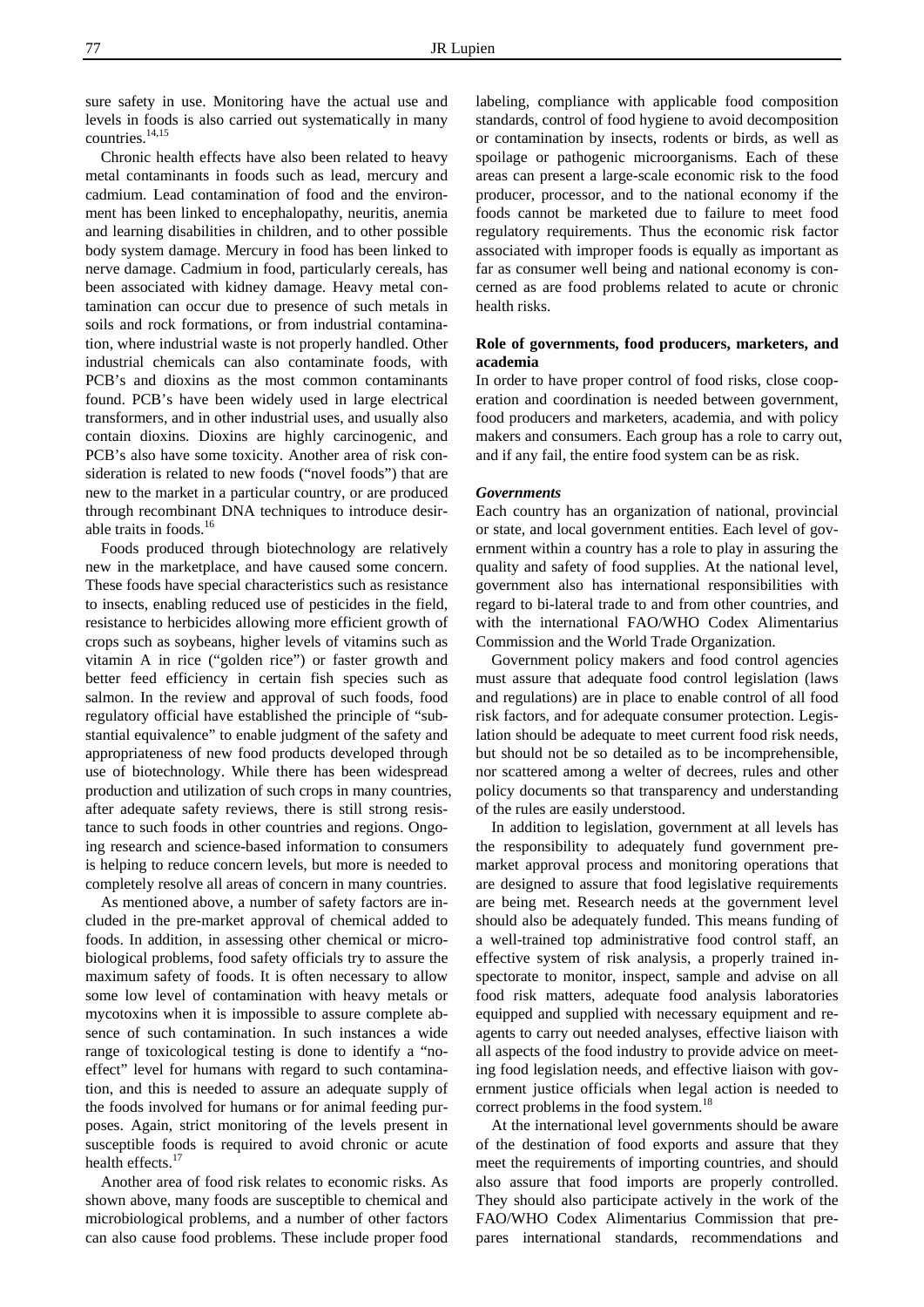sure safety in use. Monitoring have the actual use and levels in foods is also carried out systematically in many countries.[14,15]

Chronic health effects have also been related to heavy metal contaminants in foods such as lead, mercury and cadmium. Lead contamination of food and the environment has been linked to encephalopathy, neuritis, anemia and learning disabilities in children, and to other possible body system damage. Mercury in food has been linked to nerve damage. Cadmium in food, particularly cereals, has been associated with kidney damage. Heavy metal contamination can occur due to presence of such metals in soils and rock formations, or from industrial contamination, where industrial waste is not properly handled. Other industrial chemicals can also contaminate foods, with PCB's and dioxins as the most common contaminants found. PCB's have been widely used in large electrical transformers, and in other industrial uses, and usually also contain dioxins. Dioxins are highly carcinogenic, and PCB's also have some toxicity. Another area of risk consideration is related to new foods ("novel foods") that are new to the market in a particular country, or are produced through recombinant DNA techniques to introduce desirable traits in foods.[16]

Foods produced through biotechnology are relatively new in the marketplace, and have caused some concern. These foods have special characteristics such as resistance to insects, enabling reduced use of pesticides in the field, resistance to herbicides allowing more efficient growth of crops such as soybeans, higher levels of vitamins such as vitamin A in rice ("golden rice") or faster growth and better feed efficiency in certain fish species such as salmon. In the review and approval of such foods, food regulatory official have established the principle of "substantial equivalence" to enable judgment of the safety and appropriateness of new food products developed through use of biotechnology. While there has been widespread production and utilization of such crops in many countries, after adequate safety reviews, there is still strong resistance to such foods in other countries and regions. Ongoing research and science-based information to consumers is helping to reduce concern levels, but more is needed to completely resolve all areas of concern in many countries.

As mentioned above, a number of safety factors are included in the pre-market approval of chemical added to foods. In addition, in assessing other chemical or microbiological problems, food safety officials try to assure the maximum safety of foods. It is often necessary to allow some low level of contamination with heavy metals or mycotoxins when it is impossible to assure complete absence of such contamination. In such instances a wide range of toxicological testing is done to identify a "no-effect" level for humans with regard to such contamination, and this is needed to assure an adequate supply of the foods involved for humans or for animal feeding purposes. Again, strict monitoring of the levels present in susceptible foods is required to avoid chronic or acute health effects.[17]

Another area of food risk relates to economic risks. As shown above, many foods are susceptible to chemical and microbiological problems, and a number of other factors can also cause food problems. These include proper food labeling, compliance with applicable food composition standards, control of food hygiene to avoid decomposition or contamination by insects, rodents or birds, as well as spoilage or pathogenic microorganisms. Each of these areas can present a large-scale economic risk to the food producer, processor, and to the national economy if the foods cannot be marketed due to failure to meet food regulatory requirements. Thus the economic risk factor associated with improper foods is equally as important as far as consumer well being and national economy is concerned as are food problems related to acute or chronic health risks.

## Role of governments, food producers, marketers, and academia

In order to have proper control of food risks, close cooperation and coordination is needed between government, food producers and marketers, academia, and with policy makers and consumers. Each group has a role to carry out, and if any fail, the entire food system can be as risk.

### *Governments*

Each country has an organization of national, provincial or state, and local government entities. Each level of government within a country has a role to play in assuring the quality and safety of food supplies. At the national level, government also has international responsibilities with regard to bi-lateral trade to and from other countries, and with the international FAO/WHO Codex Alimentarius Commission and the World Trade Organization.

Government policy makers and food control agencies must assure that adequate food control legislation (laws and regulations) are in place to enable control of all food risk factors, and for adequate consumer protection. Legislation should be adequate to meet current food risk needs, but should not be so detailed as to be incomprehensible, nor scattered among a welter of decrees, rules and other policy documents so that transparency and understanding of the rules are easily understood.

In addition to legislation, government at all levels has the responsibility to adequately fund government pre-market approval process and monitoring operations that are designed to assure that food legislative requirements are being met. Research needs at the government level should also be adequately funded. This means funding of a well-trained top administrative food control staff, an effective system of risk analysis, a properly trained inspectorate to monitor, inspect, sample and advise on all food risk matters, adequate food analysis laboratories equipped and supplied with necessary equipment and reagents to carry out needed analyses, effective liaison with all aspects of the food industry to provide advice on meeting food legislation needs, and effective liaison with government justice officials when legal action is needed to correct problems in the food system.[18]

At the international level governments should be aware of the destination of food exports and assure that they meet the requirements of importing countries, and should also assure that food imports are properly controlled. They should also participate actively in the work of the FAO/WHO Codex Alimentarius Commission that prepares international standards, recommendations and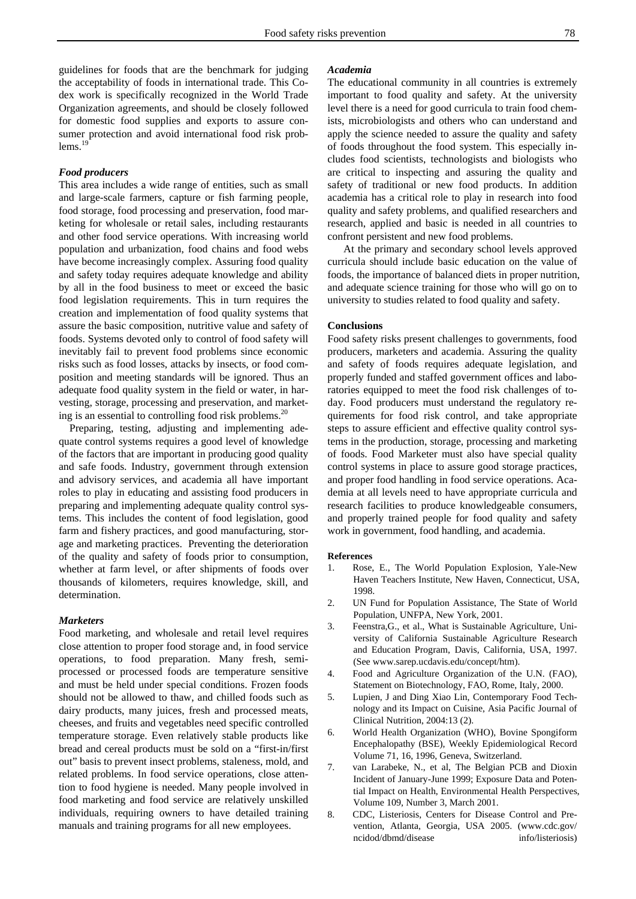guidelines for foods that are the benchmark for judging the acceptability of foods in international trade. This Codex work is specifically recognized in the World Trade Organization agreements, and should be closely followed for domestic food supplies and exports to assure consumer protection and avoid international food risk problems.[19]

### *Food producers*

This area includes a wide range of entities, such as small and large-scale farmers, capture or fish farming people, food storage, food processing and preservation, food marketing for wholesale or retail sales, including restaurants and other food service operations. With increasing world population and urbanization, food chains and food webs have become increasingly complex. Assuring food quality and safety today requires adequate knowledge and ability by all in the food business to meet or exceed the basic food legislation requirements. This in turn requires the creation and implementation of food quality systems that assure the basic composition, nutritive value and safety of foods. Systems devoted only to control of food safety will inevitably fail to prevent food problems since economic risks such as food losses, attacks by insects, or food composition and meeting standards will be ignored. Thus an adequate food quality system in the field or water, in harvesting, storage, processing and preservation, and marketing is an essential to controlling food risk problems.[20]

Preparing, testing, adjusting and implementing adequate control systems requires a good level of knowledge of the factors that are important in producing good quality and safe foods. Industry, government through extension and advisory services, and academia all have important roles to play in educating and assisting food producers in preparing and implementing adequate quality control systems. This includes the content of food legislation, good farm and fishery practices, and good manufacturing, storage and marketing practices. Preventing the deterioration of the quality and safety of foods prior to consumption, whether at farm level, or after shipments of foods over thousands of kilometers, requires knowledge, skill, and determination.

### *Marketers*

Food marketing, and wholesale and retail level requires close attention to proper food storage and, in food service operations, to food preparation. Many fresh, semi-processed or processed foods are temperature sensitive and must be held under special conditions. Frozen foods should not be allowed to thaw, and chilled foods such as dairy products, many juices, fresh and processed meats, cheeses, and fruits and vegetables need specific controlled temperature storage. Even relatively stable products like bread and cereal products must be sold on a "first-in/first out" basis to prevent insect problems, staleness, mold, and related problems. In food service operations, close attention to food hygiene is needed. Many people involved in food marketing and food service are relatively unskilled individuals, requiring owners to have detailed training manuals and training programs for all new employees.

### *Academia*

The educational community in all countries is extremely important to food quality and safety. At the university level there is a need for good curricula to train food chemists, microbiologists and others who can understand and apply the science needed to assure the quality and safety of foods throughout the food system. This especially includes food scientists, technologists and biologists who are critical to inspecting and assuring the quality and safety of traditional or new food products. In addition academia has a critical role to play in research into food quality and safety problems, and qualified researchers and research, applied and basic is needed in all countries to confront persistent and new food problems.

At the primary and secondary school levels approved curricula should include basic education on the value of foods, the importance of balanced diets in proper nutrition, and adequate science training for those who will go on to university to studies related to food quality and safety.

## Conclusions

Food safety risks present challenges to governments, food producers, marketers and academia. Assuring the quality and safety of foods requires adequate legislation, and properly funded and staffed government offices and laboratories equipped to meet the food risk challenges of today. Food producers must understand the regulatory requirements for food risk control, and take appropriate steps to assure efficient and effective quality control systems in the production, storage, processing and marketing of foods. Food Marketer must also have special quality control systems in place to assure good storage practices, and proper food handling in food service operations. Academia at all levels need to have appropriate curricula and research facilities to produce knowledgeable consumers, and properly trained people for food quality and safety work in government, food handling, and academia.

## References

1. Rose, E., The World Population Explosion, Yale-New Haven Teachers Institute, New Haven, Connecticut, USA, 1998.
2. UN Fund for Population Assistance, The State of World Population, UNFPA, New York, 2001.
3. Feenstra,G., et al., What is Sustainable Agriculture, University of California Sustainable Agriculture Research and Education Program, Davis, California, USA, 1997. (See www.sarep.ucdavis.edu/concept/htm).
4. Food and Agriculture Organization of the U.N. (FAO), Statement on Biotechnology, FAO, Rome, Italy, 2000.
5. Lupien, J and Ding Xiao Lin, Contemporary Food Technology and its Impact on Cuisine, Asia Pacific Journal of Clinical Nutrition, 2004:13 (2).
6. World Health Organization (WHO), Bovine Spongiform Encephalopathy (BSE), Weekly Epidemiological Record Volume 71, 16, 1996, Geneva, Switzerland.
7. van Larabeke, N., et al, The Belgian PCB and Dioxin Incident of January-June 1999; Exposure Data and Potential Impact on Health, Environmental Health Perspectives, Volume 109, Number 3, March 2001.
8. CDC, Listeriosis, Centers for Disease Control and Prevention, Atlanta, Georgia, USA 2005. (www.cdc.gov/ncidod/dbmd/disease info/listeriosis)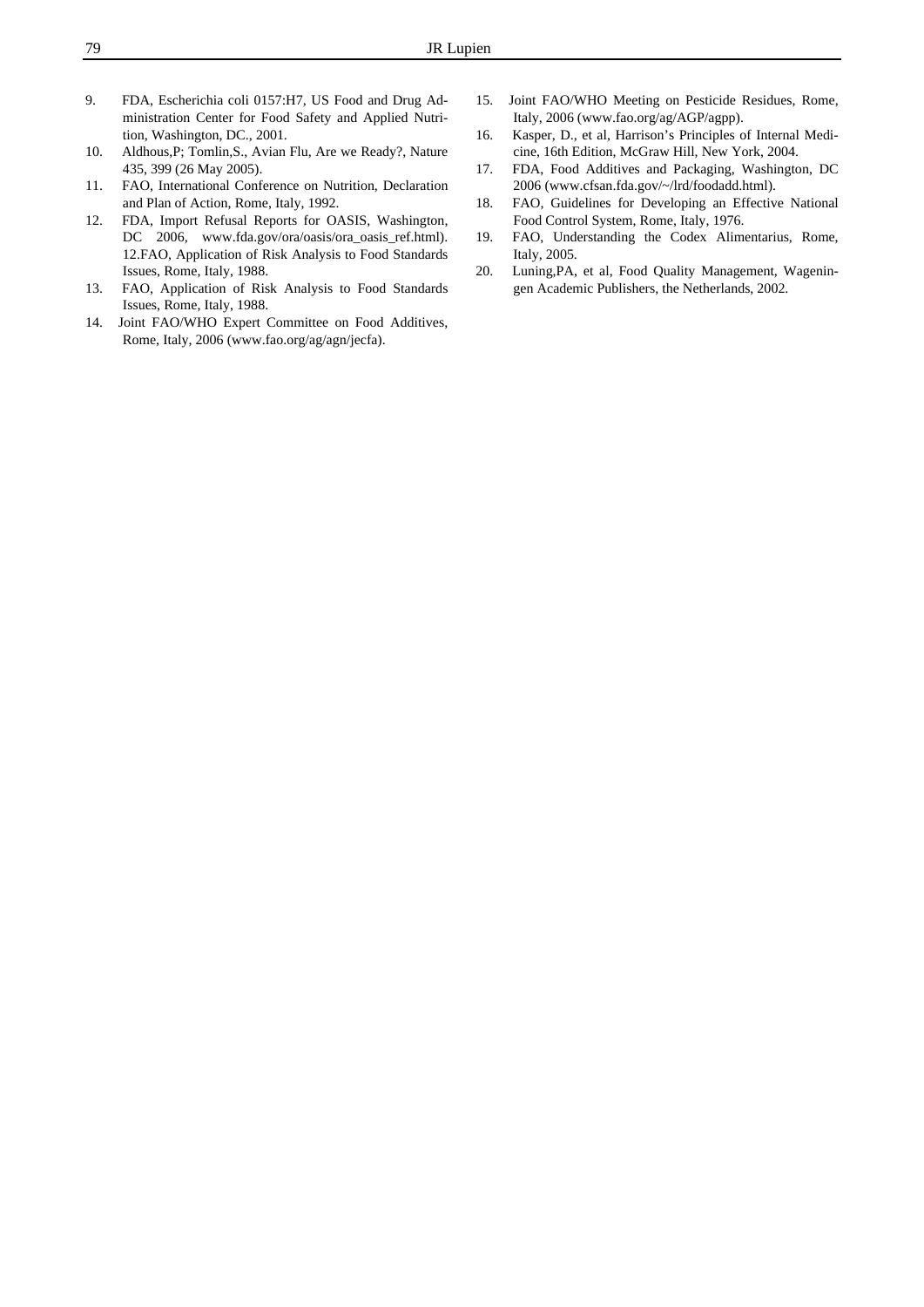9. FDA, Escherichia coli 0157:H7, US Food and Drug Administration Center for Food Safety and Applied Nutrition, Washington, DC., 2001.
10. Aldhous,P; Tomlin,S., Avian Flu, Are we Ready?, Nature 435, 399 (26 May 2005).
11. FAO, International Conference on Nutrition, Declaration and Plan of Action, Rome, Italy, 1992.
12. FDA, Import Refusal Reports for OASIS, Washington, DC 2006, www.fda.gov/ora/oasis/ora_oasis_ref.html). 12.FAO, Application of Risk Analysis to Food Standards Issues, Rome, Italy, 1988.
13. FAO, Application of Risk Analysis to Food Standards Issues, Rome, Italy, 1988.
14. Joint FAO/WHO Expert Committee on Food Additives, Rome, Italy, 2006 (www.fao.org/ag/agn/jecfa).
15. Joint FAO/WHO Meeting on Pesticide Residues, Rome, Italy, 2006 (www.fao.org/ag/AGP/agpp).
16. Kasper, D., et al, Harrison's Principles of Internal Medicine, 16th Edition, McGraw Hill, New York, 2004.
17. FDA, Food Additives and Packaging, Washington, DC 2006 (www.cfsan.fda.gov/~/lrd/foodadd.html).
18. FAO, Guidelines for Developing an Effective National Food Control System, Rome, Italy, 1976.
19. FAO, Understanding the Codex Alimentarius, Rome, Italy, 2005.
20. Luning,PA, et al, Food Quality Management, Wageningen Academic Publishers, the Netherlands, 2002.